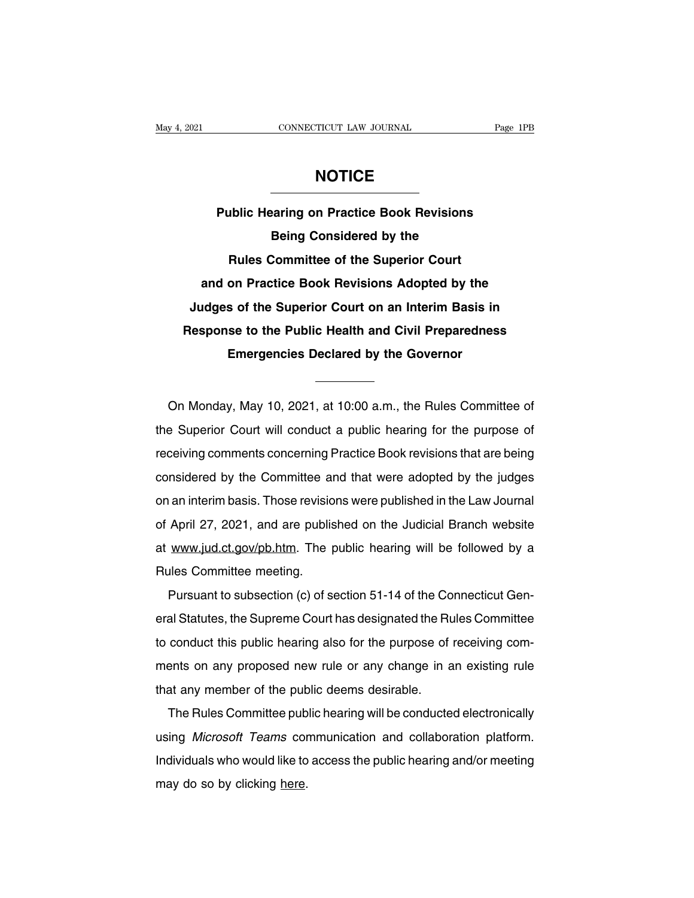# NOTICE

## Public Hearing on Practice Book Revisions Being Considered by the Rules Committee of the Superior Court and on Practice Book Revisions Adopted by the Judges of the Superior Court on an Interim Basis in Response to the Public Health and Civil Preparedness Emergencies Declared by the Governor

On Monday, May 10, 2021, at 10:00 a.m., the Rules Committee of the Superior Court will conduct a public hearing for the purpose of receiving comments concerning Practice Book revisions that are being considered by the Committee and that were adopted by the judges on an interim basis. Those revisions were published in the Law Journal of April 27, 2021, and are published on the Judicial Branch website at www.jud.ct.gov/pb.htm. The public hearing will be followed by a Rules Committee meeting.

Pursuant to subsection (c) of section 51-14 of the Connecticut General Statutes, the Supreme Court has designated the Rules Committee to conduct this public hearing also for the purpose of receiving comments on any proposed new rule or any change in an existing rule that any member of the public deems desirable.

The Rules Committee public hearing will be conducted electronically using *Microsoft Teams* communication and collaboration platform. Individuals who would like to access the public hearing and/or meeting may do so by clicking here.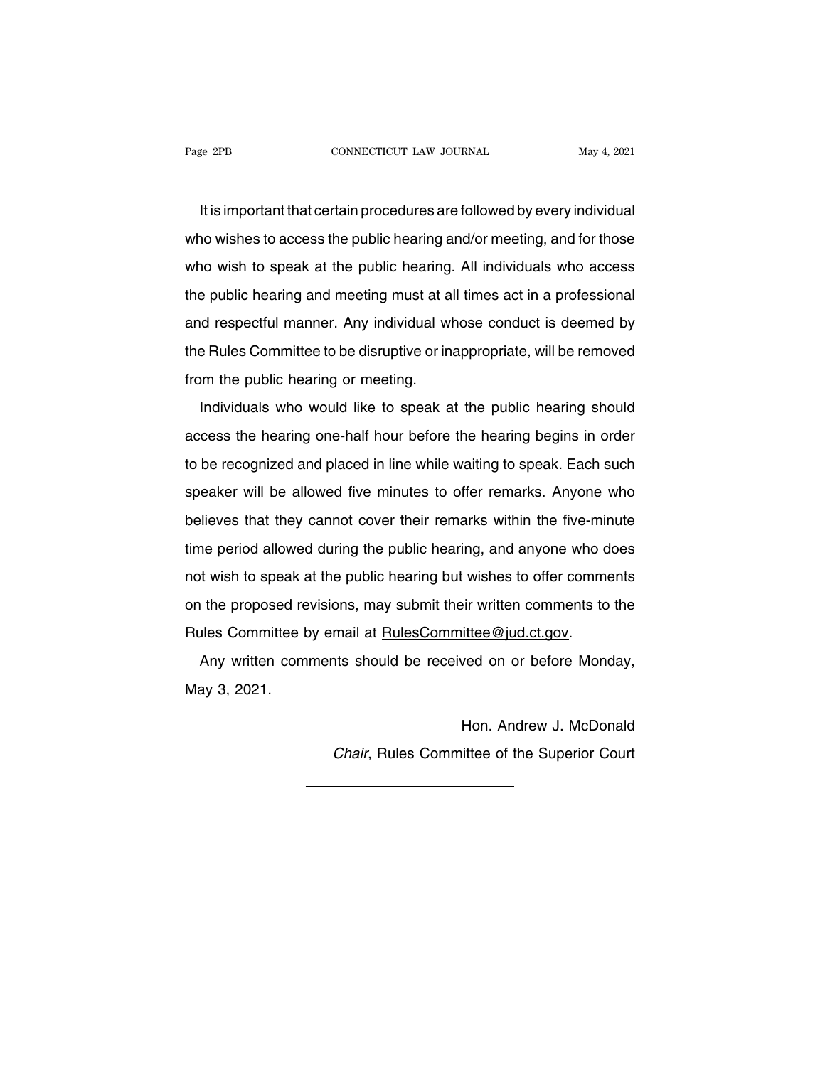It is important that certain procedures are followed by every individual who wishes to access the public hearing and/or meeting, and for those who wish to speak at the public hearing. All individuals who access the public hearing and meeting must at all times act in a professional and respectful manner. Any individual whose conduct is deemed by the Rules Committee to be disruptive or inappropriate, will be removed from the public hearing or meeting.

Individuals who would like to speak at the public hearing should access the hearing one-half hour before the hearing begins in order to be recognized and placed in line while waiting to speak. Each such speaker will be allowed five minutes to offer remarks. Anyone who believes that they cannot cover their remarks within the five-minute time period allowed during the public hearing, and anyone who does not wish to speak at the public hearing but wishes to offer comments on the proposed revisions, may submit their written comments to the Rules Committee by email at RulesCommittee@jud.ct.gov.

Any written comments should be received on or before Monday, May 3, 2021.

Hon. Andrew J. McDonald
*Chair*, Rules Committee of the Superior Court

---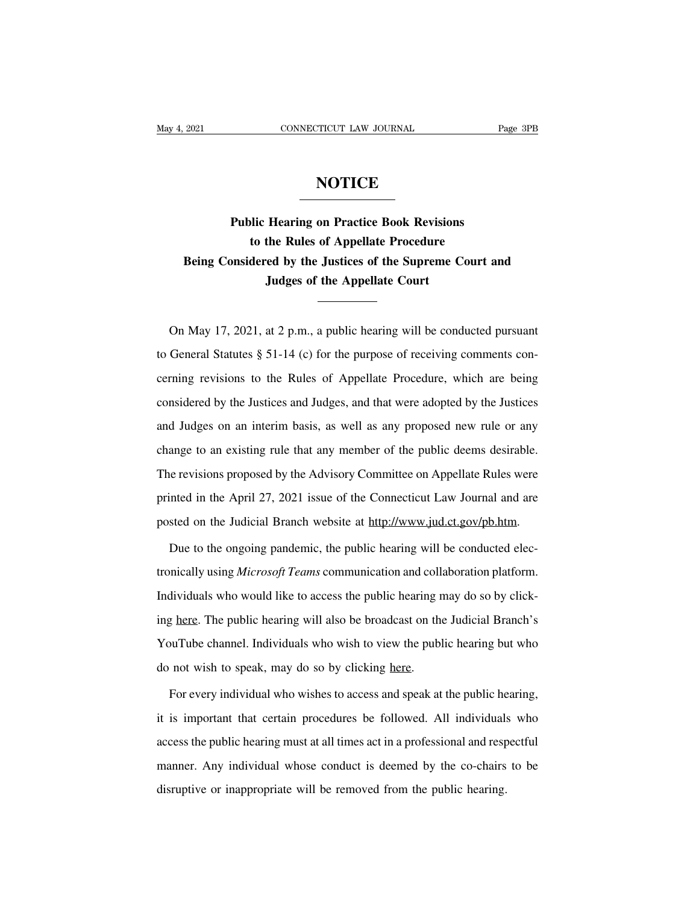# NOTICE

## Public Hearing on Practice Book Revisions to the Rules of Appellate Procedure Being Considered by the Justices of the Supreme Court and Judges of the Appellate Court

On May 17, 2021, at 2 p.m., a public hearing will be conducted pursuant to General Statutes § 51-14 (c) for the purpose of receiving comments concerning revisions to the Rules of Appellate Procedure, which are being considered by the Justices and Judges, and that were adopted by the Justices and Judges on an interim basis, as well as any proposed new rule or any change to an existing rule that any member of the public deems desirable. The revisions proposed by the Advisory Committee on Appellate Rules were printed in the April 27, 2021 issue of the Connecticut Law Journal and are posted on the Judicial Branch website at http://www.jud.ct.gov/pb.htm.

Due to the ongoing pandemic, the public hearing will be conducted electronically using *Microsoft Teams* communication and collaboration platform. Individuals who would like to access the public hearing may do so by clicking here. The public hearing will also be broadcast on the Judicial Branch's YouTube channel. Individuals who wish to view the public hearing but who do not wish to speak, may do so by clicking here.

For every individual who wishes to access and speak at the public hearing, it is important that certain procedures be followed. All individuals who access the public hearing must at all times act in a professional and respectful manner. Any individual whose conduct is deemed by the co-chairs to be disruptive or inappropriate will be removed from the public hearing.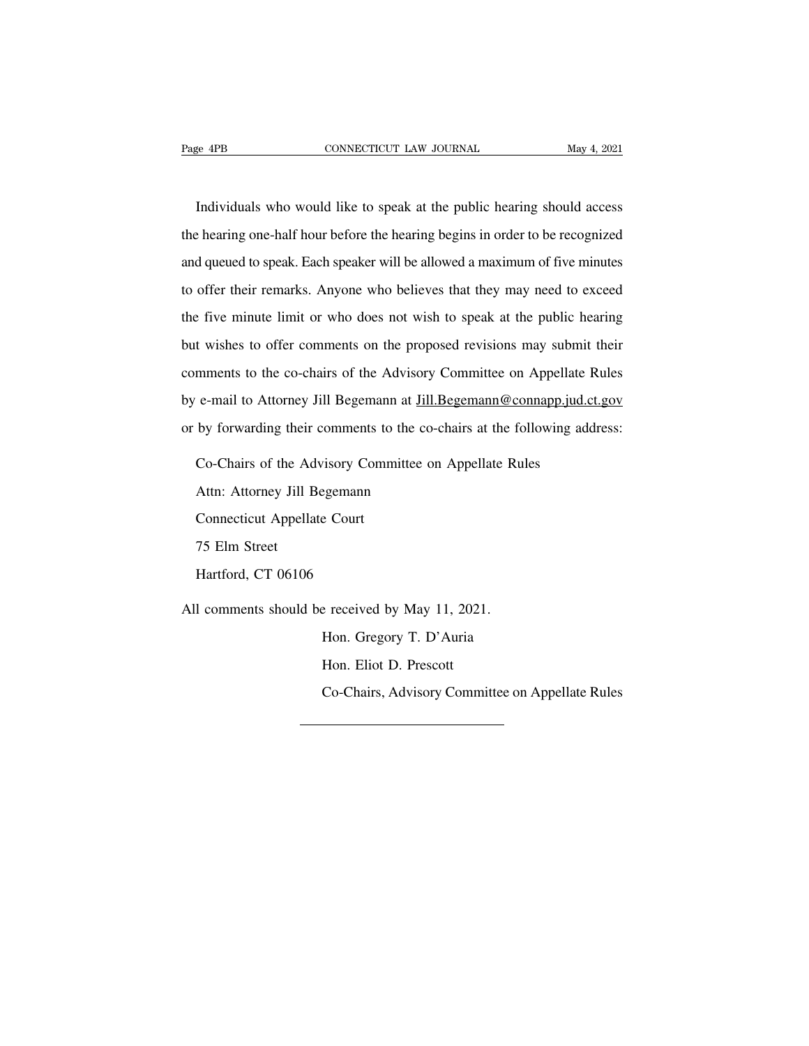Individuals who would like to speak at the public hearing should access the hearing one-half hour before the hearing begins in order to be recognized and queued to speak. Each speaker will be allowed a maximum of five minutes to offer their remarks. Anyone who believes that they may need to exceed the five minute limit or who does not wish to speak at the public hearing but wishes to offer comments on the proposed revisions may submit their comments to the co-chairs of the Advisory Committee on Appellate Rules by e-mail to Attorney Jill Begemann at Jill.Begemann@connapp.jud.ct.gov or by forwarding their comments to the co-chairs at the following address:

Co-Chairs of the Advisory Committee on Appellate Rules
Attn: Attorney Jill Begemann
Connecticut Appellate Court
75 Elm Street
Hartford, CT 06106

All comments should be received by May 11, 2021.

Hon. Gregory T. D'Auria
Hon. Eliot D. Prescott
Co-Chairs, Advisory Committee on Appellate Rules

---